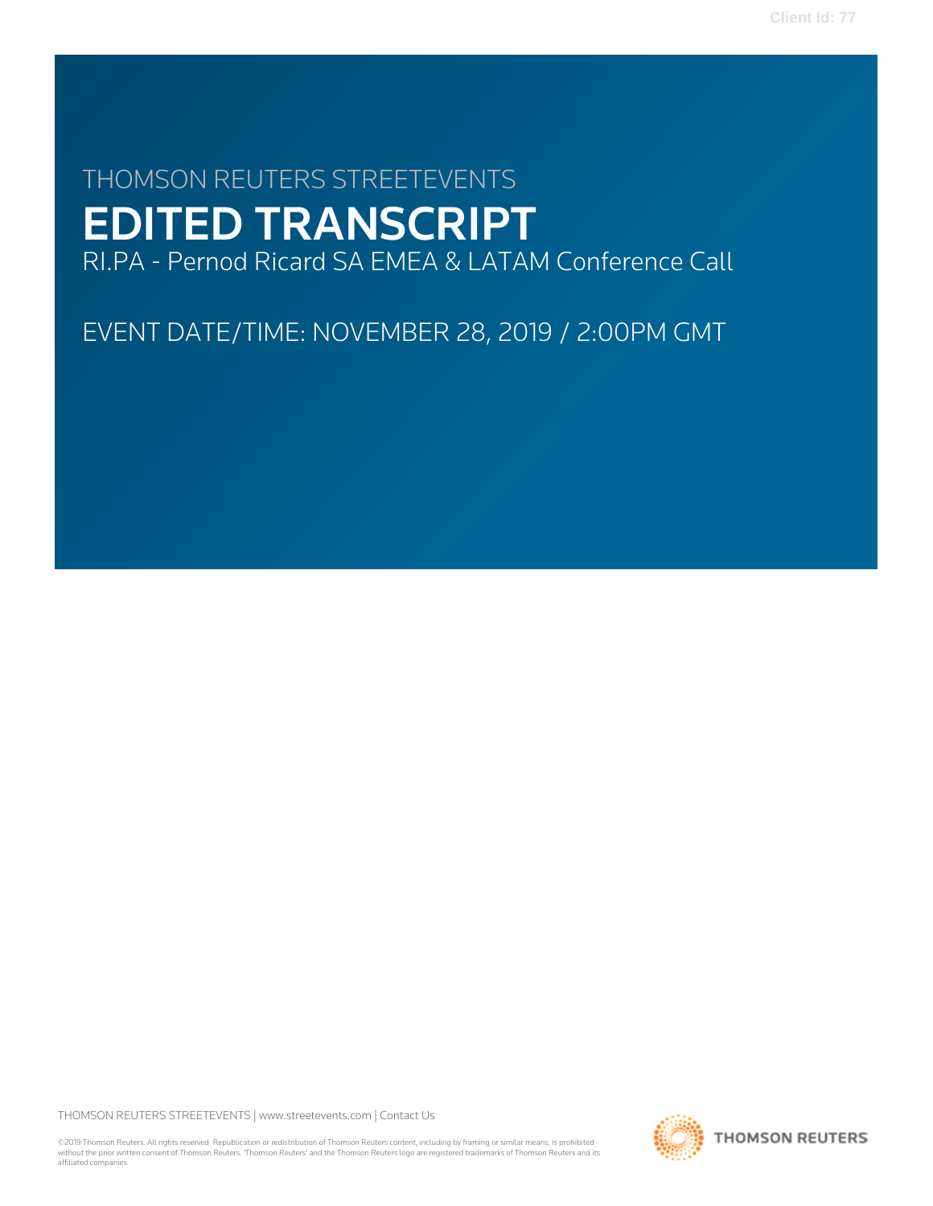THOMSON REUTERS STREETEVENTS

# EDITED TRANSCRIPT

RI.PA - Pernod Ricard SA EMEA & LATAM Conference Call

EVENT DATE/TIME: NOVEMBER 28, 2019 / 2:00PM GMT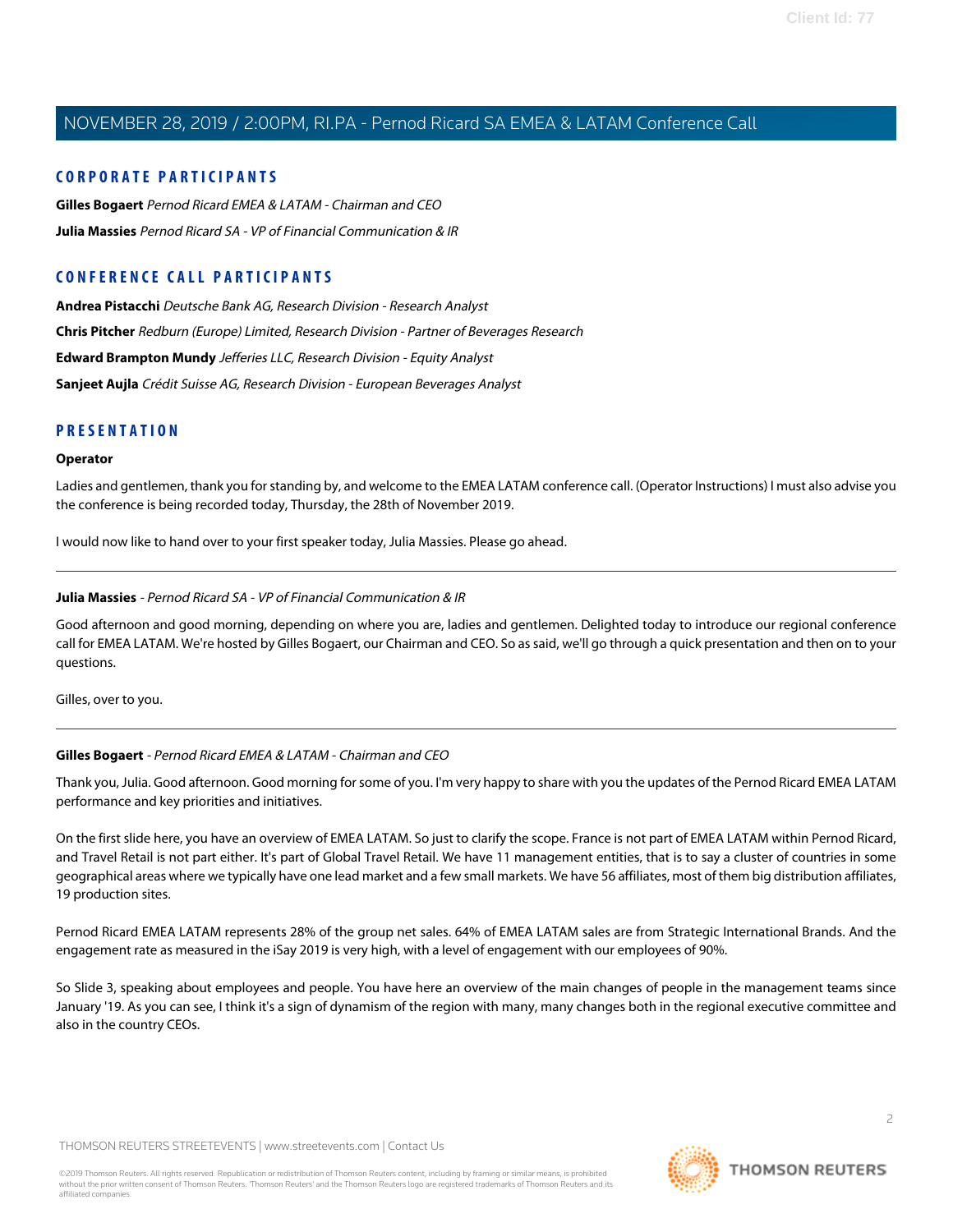## CORPORATE PARTICIPANTS

**Gilles Bogaert** *Pernod Ricard EMEA & LATAM - Chairman and CEO*

**Julia Massies** *Pernod Ricard SA - VP of Financial Communication & IR*

## CONFERENCE CALL PARTICIPANTS

**Andrea Pistacchi** *Deutsche Bank AG, Research Division - Research Analyst*

**Chris Pitcher** *Redburn (Europe) Limited, Research Division - Partner of Beverages Research*

**Edward Brampton Mundy** *Jefferies LLC, Research Division - Equity Analyst*

**Sanjeet Aujla** *Crédit Suisse AG, Research Division - European Beverages Analyst*

## PRESENTATION

**Operator**

Ladies and gentlemen, thank you for standing by, and welcome to the EMEA LATAM conference call. (Operator Instructions) I must also advise you the conference is being recorded today, Thursday, the 28th of November 2019.

I would now like to hand over to your first speaker today, Julia Massies. Please go ahead.

---

**Julia Massies** - *Pernod Ricard SA - VP of Financial Communication & IR*

Good afternoon and good morning, depending on where you are, ladies and gentlemen. Delighted today to introduce our regional conference call for EMEA LATAM. We're hosted by Gilles Bogaert, our Chairman and CEO. So as said, we'll go through a quick presentation and then on to your questions.

Gilles, over to you.

---

**Gilles Bogaert** - *Pernod Ricard EMEA & LATAM - Chairman and CEO*

Thank you, Julia. Good afternoon. Good morning for some of you. I'm very happy to share with you the updates of the Pernod Ricard EMEA LATAM performance and key priorities and initiatives.

On the first slide here, you have an overview of EMEA LATAM. So just to clarify the scope. France is not part of EMEA LATAM within Pernod Ricard, and Travel Retail is not part either. It's part of Global Travel Retail. We have 11 management entities, that is to say a cluster of countries in some geographical areas where we typically have one lead market and a few small markets. We have 56 affiliates, most of them big distribution affiliates, 19 production sites.

Pernod Ricard EMEA LATAM represents 28% of the group net sales. 64% of EMEA LATAM sales are from Strategic International Brands. And the engagement rate as measured in the iSay 2019 is very high, with a level of engagement with our employees of 90%.

So Slide 3, speaking about employees and people. You have here an overview of the main changes of people in the management teams since January '19. As you can see, I think it's a sign of dynamism of the region with many, many changes both in the regional executive committee and also in the country CEOs.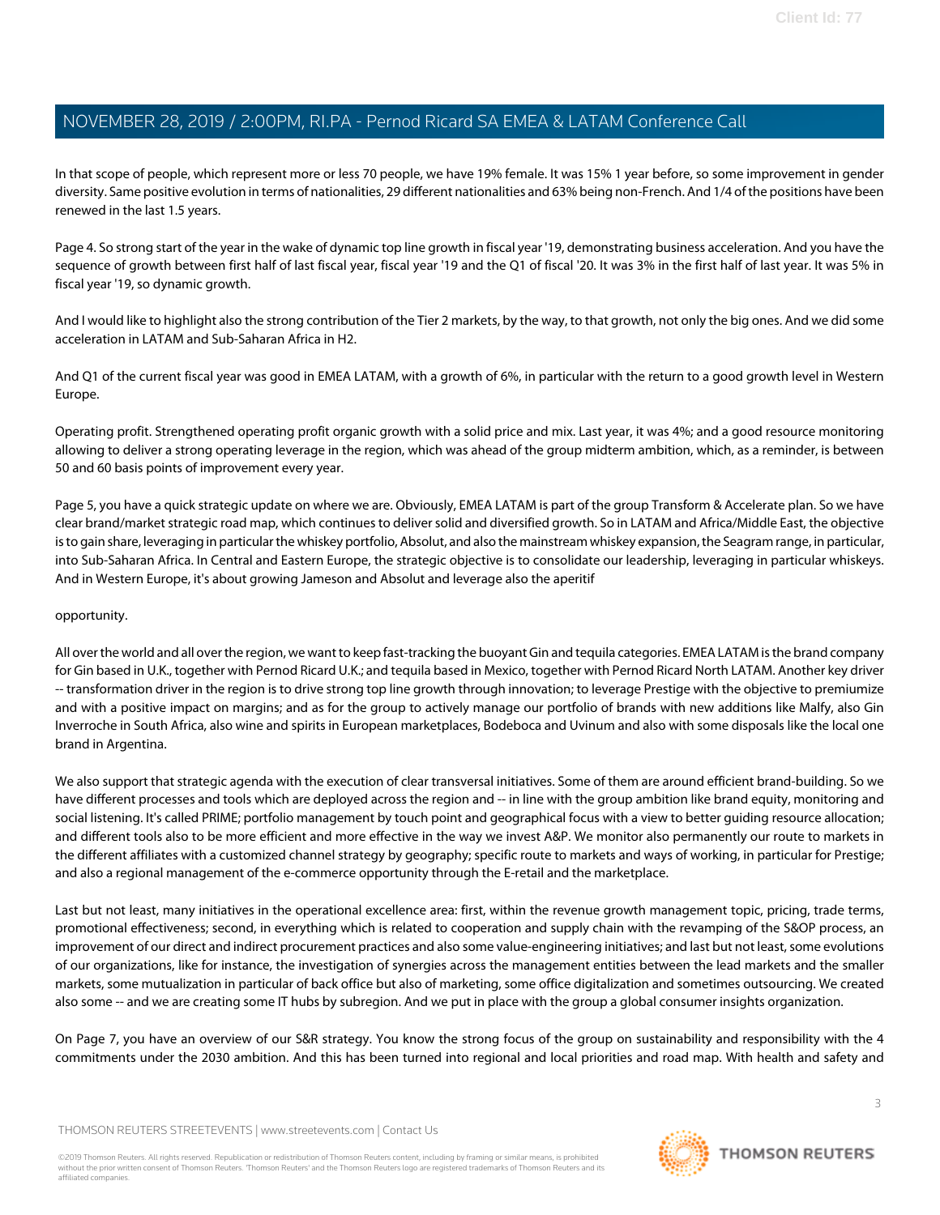In that scope of people, which represent more or less 70 people, we have 19% female. It was 15% 1 year before, so some improvement in gender diversity. Same positive evolution in terms of nationalities, 29 different nationalities and 63% being non-French. And 1/4 of the positions have been renewed in the last 1.5 years.

Page 4. So strong start of the year in the wake of dynamic top line growth in fiscal year '19, demonstrating business acceleration. And you have the sequence of growth between first half of last fiscal year, fiscal year '19 and the Q1 of fiscal '20. It was 3% in the first half of last year. It was 5% in fiscal year '19, so dynamic growth.

And I would like to highlight also the strong contribution of the Tier 2 markets, by the way, to that growth, not only the big ones. And we did some acceleration in LATAM and Sub-Saharan Africa in H2.

And Q1 of the current fiscal year was good in EMEA LATAM, with a growth of 6%, in particular with the return to a good growth level in Western Europe.

Operating profit. Strengthened operating profit organic growth with a solid price and mix. Last year, it was 4%; and a good resource monitoring allowing to deliver a strong operating leverage in the region, which was ahead of the group midterm ambition, which, as a reminder, is between 50 and 60 basis points of improvement every year.

Page 5, you have a quick strategic update on where we are. Obviously, EMEA LATAM is part of the group Transform & Accelerate plan. So we have clear brand/market strategic road map, which continues to deliver solid and diversified growth. So in LATAM and Africa/Middle East, the objective is to gain share, leveraging in particular the whiskey portfolio, Absolut, and also the mainstream whiskey expansion, the Seagram range, in particular, into Sub-Saharan Africa. In Central and Eastern Europe, the strategic objective is to consolidate our leadership, leveraging in particular whiskeys. And in Western Europe, it's about growing Jameson and Absolut and leverage also the aperitif opportunity.

All over the world and all over the region, we want to keep fast-tracking the buoyant Gin and tequila categories. EMEA LATAM is the brand company for Gin based in U.K., together with Pernod Ricard U.K.; and tequila based in Mexico, together with Pernod Ricard North LATAM. Another key driver -- transformation driver in the region is to drive strong top line growth through innovation; to leverage Prestige with the objective to premiumize and with a positive impact on margins; and as for the group to actively manage our portfolio of brands with new additions like Malfy, also Gin Inverroche in South Africa, also wine and spirits in European marketplaces, Bodeboca and Uvinum and also with some disposals like the local one brand in Argentina.

We also support that strategic agenda with the execution of clear transversal initiatives. Some of them are around efficient brand-building. So we have different processes and tools which are deployed across the region and -- in line with the group ambition like brand equity, monitoring and social listening. It's called PRIME; portfolio management by touch point and geographical focus with a view to better guiding resource allocation; and different tools also to be more efficient and more effective in the way we invest A&P. We monitor also permanently our route to markets in the different affiliates with a customized channel strategy by geography; specific route to markets and ways of working, in particular for Prestige; and also a regional management of the e-commerce opportunity through the E-retail and the marketplace.

Last but not least, many initiatives in the operational excellence area: first, within the revenue growth management topic, pricing, trade terms, promotional effectiveness; second, in everything which is related to cooperation and supply chain with the revamping of the S&OP process, an improvement of our direct and indirect procurement practices and also some value-engineering initiatives; and last but not least, some evolutions of our organizations, like for instance, the investigation of synergies across the management entities between the lead markets and the smaller markets, some mutualization in particular of back office but also of marketing, some office digitalization and sometimes outsourcing. We created also some -- and we are creating some IT hubs by subregion. And we put in place with the group a global consumer insights organization.

On Page 7, you have an overview of our S&R strategy. You know the strong focus of the group on sustainability and responsibility with the 4 commitments under the 2030 ambition. And this has been turned into regional and local priorities and road map. With health and safety and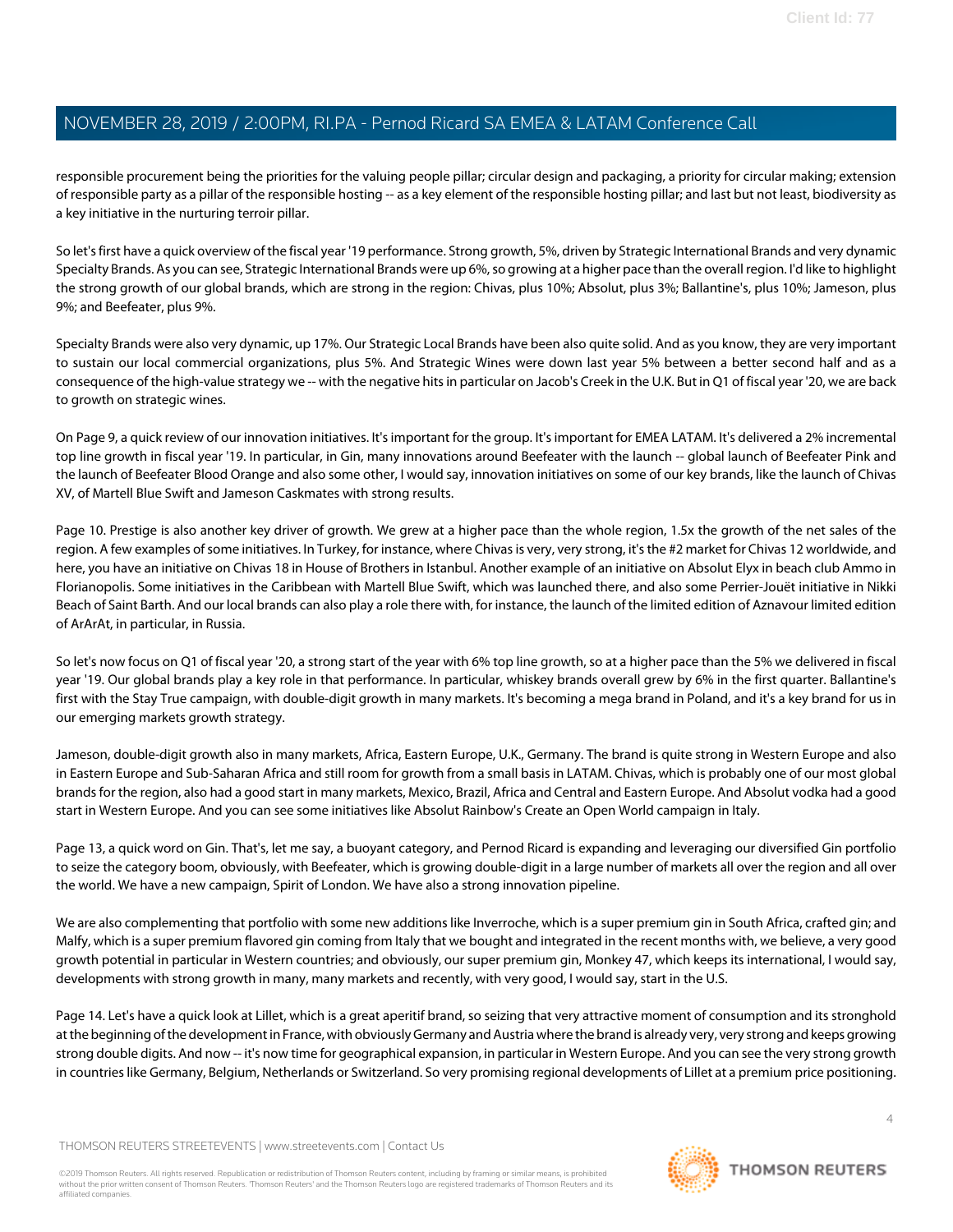responsible procurement being the priorities for the valuing people pillar; circular design and packaging, a priority for circular making; extension of responsible party as a pillar of the responsible hosting -- as a key element of the responsible hosting pillar; and last but not least, biodiversity as a key initiative in the nurturing terroir pillar.

So let's first have a quick overview of the fiscal year '19 performance. Strong growth, 5%, driven by Strategic International Brands and very dynamic Specialty Brands. As you can see, Strategic International Brands were up 6%, so growing at a higher pace than the overall region. I'd like to highlight the strong growth of our global brands, which are strong in the region: Chivas, plus 10%; Absolut, plus 3%; Ballantine's, plus 10%; Jameson, plus 9%; and Beefeater, plus 9%.

Specialty Brands were also very dynamic, up 17%. Our Strategic Local Brands have been also quite solid. And as you know, they are very important to sustain our local commercial organizations, plus 5%. And Strategic Wines were down last year 5% between a better second half and as a consequence of the high-value strategy we -- with the negative hits in particular on Jacob's Creek in the U.K. But in Q1 of fiscal year '20, we are back to growth on strategic wines.

On Page 9, a quick review of our innovation initiatives. It's important for the group. It's important for EMEA LATAM. It's delivered a 2% incremental top line growth in fiscal year '19. In particular, in Gin, many innovations around Beefeater with the launch -- global launch of Beefeater Pink and the launch of Beefeater Blood Orange and also some other, I would say, innovation initiatives on some of our key brands, like the launch of Chivas XV, of Martell Blue Swift and Jameson Caskmates with strong results.

Page 10. Prestige is also another key driver of growth. We grew at a higher pace than the whole region, 1.5x the growth of the net sales of the region. A few examples of some initiatives. In Turkey, for instance, where Chivas is very, very strong, it's the #2 market for Chivas 12 worldwide, and here, you have an initiative on Chivas 18 in House of Brothers in Istanbul. Another example of an initiative on Absolut Elyx in beach club Ammo in Florianopolis. Some initiatives in the Caribbean with Martell Blue Swift, which was launched there, and also some Perrier-Jouët initiative in Nikki Beach of Saint Barth. And our local brands can also play a role there with, for instance, the launch of the limited edition of Aznavour limited edition of ArArAt, in particular, in Russia.

So let's now focus on Q1 of fiscal year '20, a strong start of the year with 6% top line growth, so at a higher pace than the 5% we delivered in fiscal year '19. Our global brands play a key role in that performance. In particular, whiskey brands overall grew by 6% in the first quarter. Ballantine's first with the Stay True campaign, with double-digit growth in many markets. It's becoming a mega brand in Poland, and it's a key brand for us in our emerging markets growth strategy.

Jameson, double-digit growth also in many markets, Africa, Eastern Europe, U.K., Germany. The brand is quite strong in Western Europe and also in Eastern Europe and Sub-Saharan Africa and still room for growth from a small basis in LATAM. Chivas, which is probably one of our most global brands for the region, also had a good start in many markets, Mexico, Brazil, Africa and Central and Eastern Europe. And Absolut vodka had a good start in Western Europe. And you can see some initiatives like Absolut Rainbow's Create an Open World campaign in Italy.

Page 13, a quick word on Gin. That's, let me say, a buoyant category, and Pernod Ricard is expanding and leveraging our diversified Gin portfolio to seize the category boom, obviously, with Beefeater, which is growing double-digit in a large number of markets all over the region and all over the world. We have a new campaign, Spirit of London. We have also a strong innovation pipeline.

We are also complementing that portfolio with some new additions like Inverroche, which is a super premium gin in South Africa, crafted gin; and Malfy, which is a super premium flavored gin coming from Italy that we bought and integrated in the recent months with, we believe, a very good growth potential in particular in Western countries; and obviously, our super premium gin, Monkey 47, which keeps its international, I would say, developments with strong growth in many, many markets and recently, with very good, I would say, start in the U.S.

Page 14. Let's have a quick look at Lillet, which is a great aperitif brand, so seizing that very attractive moment of consumption and its stronghold at the beginning of the development in France, with obviously Germany and Austria where the brand is already very, very strong and keeps growing strong double digits. And now -- it's now time for geographical expansion, in particular in Western Europe. And you can see the very strong growth in countries like Germany, Belgium, Netherlands or Switzerland. So very promising regional developments of Lillet at a premium price positioning.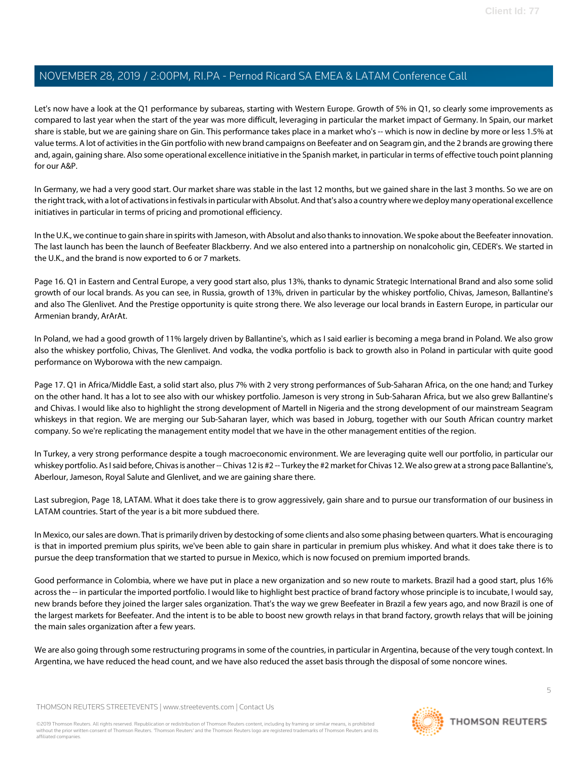Let's now have a look at the Q1 performance by subareas, starting with Western Europe. Growth of 5% in Q1, so clearly some improvements as compared to last year when the start of the year was more difficult, leveraging in particular the market impact of Germany. In Spain, our market share is stable, but we are gaining share on Gin. This performance takes place in a market who's -- which is now in decline by more or less 1.5% at value terms. A lot of activities in the Gin portfolio with new brand campaigns on Beefeater and on Seagram gin, and the 2 brands are growing there and, again, gaining share. Also some operational excellence initiative in the Spanish market, in particular in terms of effective touch point planning for our A&P.

In Germany, we had a very good start. Our market share was stable in the last 12 months, but we gained share in the last 3 months. So we are on the right track, with a lot of activations in festivals in particular with Absolut. And that's also a country where we deploy many operational excellence initiatives in particular in terms of pricing and promotional efficiency.

In the U.K., we continue to gain share in spirits with Jameson, with Absolut and also thanks to innovation. We spoke about the Beefeater innovation. The last launch has been the launch of Beefeater Blackberry. And we also entered into a partnership on nonalcoholic gin, CEDER's. We started in the U.K., and the brand is now exported to 6 or 7 markets.

Page 16. Q1 in Eastern and Central Europe, a very good start also, plus 13%, thanks to dynamic Strategic International Brand and also some solid growth of our local brands. As you can see, in Russia, growth of 13%, driven in particular by the whiskey portfolio, Chivas, Jameson, Ballantine's and also The Glenlivet. And the Prestige opportunity is quite strong there. We also leverage our local brands in Eastern Europe, in particular our Armenian brandy, ArArAt.

In Poland, we had a good growth of 11% largely driven by Ballantine's, which as I said earlier is becoming a mega brand in Poland. We also grow also the whiskey portfolio, Chivas, The Glenlivet. And vodka, the vodka portfolio is back to growth also in Poland in particular with quite good performance on Wyborowa with the new campaign.

Page 17. Q1 in Africa/Middle East, a solid start also, plus 7% with 2 very strong performances of Sub-Saharan Africa, on the one hand; and Turkey on the other hand. It has a lot to see also with our whiskey portfolio. Jameson is very strong in Sub-Saharan Africa, but we also grew Ballantine's and Chivas. I would like also to highlight the strong development of Martell in Nigeria and the strong development of our mainstream Seagram whiskeys in that region. We are merging our Sub-Saharan layer, which was based in Joburg, together with our South African country market company. So we're replicating the management entity model that we have in the other management entities of the region.

In Turkey, a very strong performance despite a tough macroeconomic environment. We are leveraging quite well our portfolio, in particular our whiskey portfolio. As I said before, Chivas is another -- Chivas 12 is #2 -- Turkey the #2 market for Chivas 12. We also grew at a strong pace Ballantine's, Aberlour, Jameson, Royal Salute and Glenlivet, and we are gaining share there.

Last subregion, Page 18, LATAM. What it does take there is to grow aggressively, gain share and to pursue our transformation of our business in LATAM countries. Start of the year is a bit more subdued there.

In Mexico, our sales are down. That is primarily driven by destocking of some clients and also some phasing between quarters. What is encouraging is that in imported premium plus spirits, we've been able to gain share in particular in premium plus whiskey. And what it does take there is to pursue the deep transformation that we started to pursue in Mexico, which is now focused on premium imported brands.

Good performance in Colombia, where we have put in place a new organization and so new route to markets. Brazil had a good start, plus 16% across the -- in particular the imported portfolio. I would like to highlight best practice of brand factory whose principle is to incubate, I would say, new brands before they joined the larger sales organization. That's the way we grew Beefeater in Brazil a few years ago, and now Brazil is one of the largest markets for Beefeater. And the intent is to be able to boost new growth relays in that brand factory, growth relays that will be joining the main sales organization after a few years.

We are also going through some restructuring programs in some of the countries, in particular in Argentina, because of the very tough context. In Argentina, we have reduced the head count, and we have also reduced the asset basis through the disposal of some noncore wines.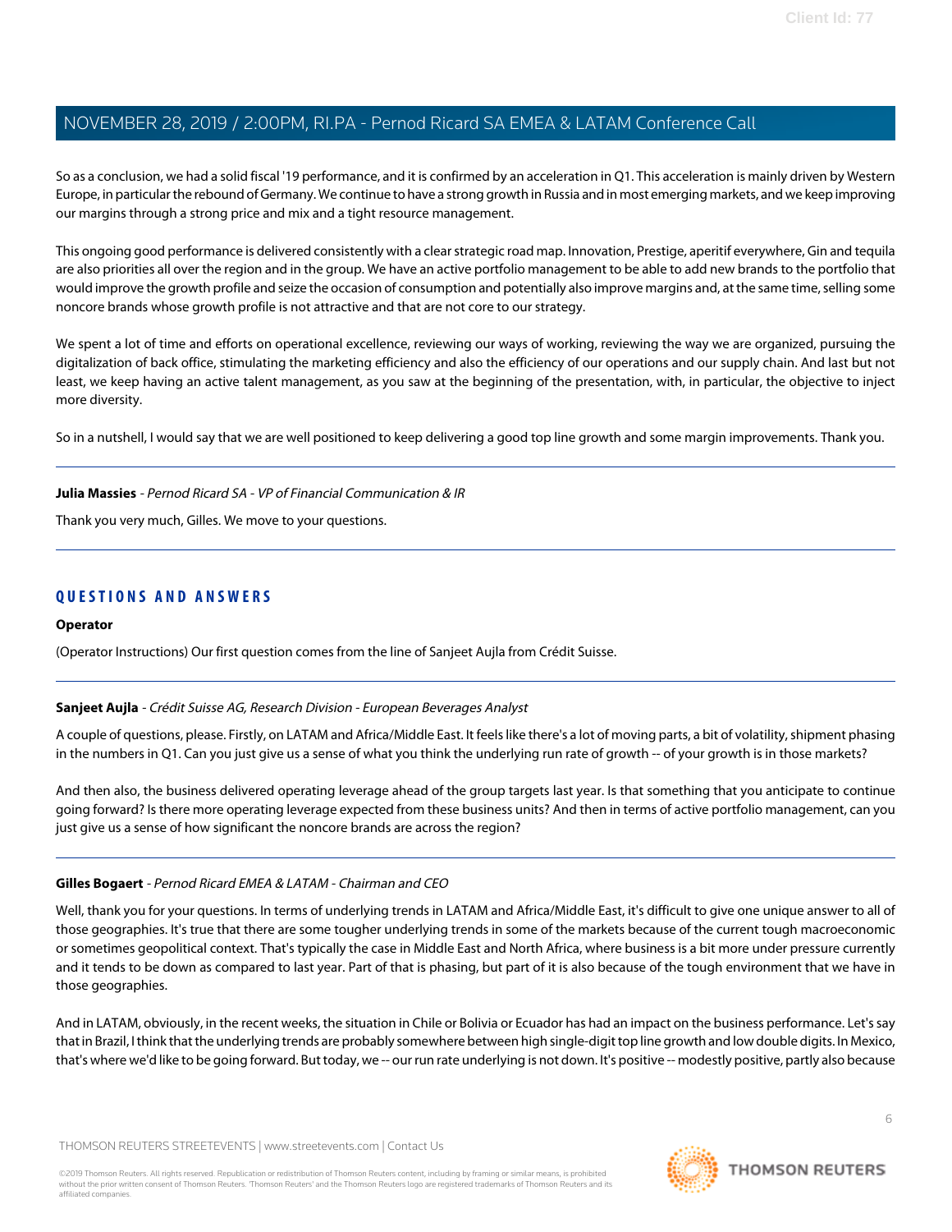So as a conclusion, we had a solid fiscal '19 performance, and it is confirmed by an acceleration in Q1. This acceleration is mainly driven by Western Europe, in particular the rebound of Germany. We continue to have a strong growth in Russia and in most emerging markets, and we keep improving our margins through a strong price and mix and a tight resource management.

This ongoing good performance is delivered consistently with a clear strategic road map. Innovation, Prestige, aperitif everywhere, Gin and tequila are also priorities all over the region and in the group. We have an active portfolio management to be able to add new brands to the portfolio that would improve the growth profile and seize the occasion of consumption and potentially also improve margins and, at the same time, selling some noncore brands whose growth profile is not attractive and that are not core to our strategy.

We spent a lot of time and efforts on operational excellence, reviewing our ways of working, reviewing the way we are organized, pursuing the digitalization of back office, stimulating the marketing efficiency and also the efficiency of our operations and our supply chain. And last but not least, we keep having an active talent management, as you saw at the beginning of the presentation, with, in particular, the objective to inject more diversity.

So in a nutshell, I would say that we are well positioned to keep delivering a good top line growth and some margin improvements. Thank you.

---

**Julia Massies** - *Pernod Ricard SA - VP of Financial Communication & IR*

Thank you very much, Gilles. We move to your questions.

---

## QUESTIONS AND ANSWERS

**Operator**

(Operator Instructions) Our first question comes from the line of Sanjeet Aujla from Crédit Suisse.

---

**Sanjeet Aujla** - *Crédit Suisse AG, Research Division - European Beverages Analyst*

A couple of questions, please. Firstly, on LATAM and Africa/Middle East. It feels like there's a lot of moving parts, a bit of volatility, shipment phasing in the numbers in Q1. Can you just give us a sense of what you think the underlying run rate of growth -- of your growth is in those markets?

And then also, the business delivered operating leverage ahead of the group targets last year. Is that something that you anticipate to continue going forward? Is there more operating leverage expected from these business units? And then in terms of active portfolio management, can you just give us a sense of how significant the noncore brands are across the region?

---

**Gilles Bogaert** - *Pernod Ricard EMEA & LATAM - Chairman and CEO*

Well, thank you for your questions. In terms of underlying trends in LATAM and Africa/Middle East, it's difficult to give one unique answer to all of those geographies. It's true that there are some tougher underlying trends in some of the markets because of the current tough macroeconomic or sometimes geopolitical context. That's typically the case in Middle East and North Africa, where business is a bit more under pressure currently and it tends to be down as compared to last year. Part of that is phasing, but part of it is also because of the tough environment that we have in those geographies.

And in LATAM, obviously, in the recent weeks, the situation in Chile or Bolivia or Ecuador has had an impact on the business performance. Let's say that in Brazil, I think that the underlying trends are probably somewhere between high single-digit top line growth and low double digits. In Mexico, that's where we'd like to be going forward. But today, we -- our run rate underlying is not down. It's positive -- modestly positive, partly also because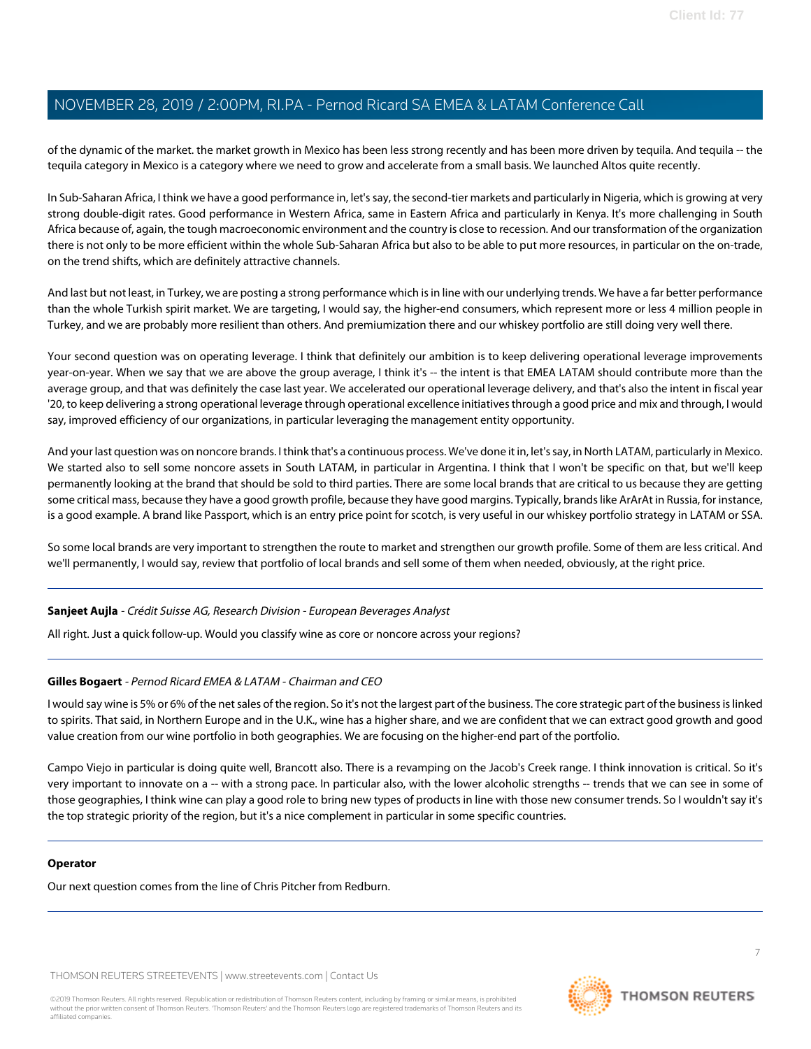of the dynamic of the market. the market growth in Mexico has been less strong recently and has been more driven by tequila. And tequila -- the tequila category in Mexico is a category where we need to grow and accelerate from a small basis. We launched Altos quite recently.

In Sub-Saharan Africa, I think we have a good performance in, let's say, the second-tier markets and particularly in Nigeria, which is growing at very strong double-digit rates. Good performance in Western Africa, same in Eastern Africa and particularly in Kenya. It's more challenging in South Africa because of, again, the tough macroeconomic environment and the country is close to recession. And our transformation of the organization there is not only to be more efficient within the whole Sub-Saharan Africa but also to be able to put more resources, in particular on the on-trade, on the trend shifts, which are definitely attractive channels.

And last but not least, in Turkey, we are posting a strong performance which is in line with our underlying trends. We have a far better performance than the whole Turkish spirit market. We are targeting, I would say, the higher-end consumers, which represent more or less 4 million people in Turkey, and we are probably more resilient than others. And premiumization there and our whiskey portfolio are still doing very well there.

Your second question was on operating leverage. I think that definitely our ambition is to keep delivering operational leverage improvements year-on-year. When we say that we are above the group average, I think it's -- the intent is that EMEA LATAM should contribute more than the average group, and that was definitely the case last year. We accelerated our operational leverage delivery, and that's also the intent in fiscal year '20, to keep delivering a strong operational leverage through operational excellence initiatives through a good price and mix and through, I would say, improved efficiency of our organizations, in particular leveraging the management entity opportunity.

And your last question was on noncore brands. I think that's a continuous process. We've done it in, let's say, in North LATAM, particularly in Mexico. We started also to sell some noncore assets in South LATAM, in particular in Argentina. I think that I won't be specific on that, but we'll keep permanently looking at the brand that should be sold to third parties. There are some local brands that are critical to us because they are getting some critical mass, because they have a good growth profile, because they have good margins. Typically, brands like ArArAt in Russia, for instance, is a good example. A brand like Passport, which is an entry price point for scotch, is very useful in our whiskey portfolio strategy in LATAM or SSA.

So some local brands are very important to strengthen the route to market and strengthen our growth profile. Some of them are less critical. And we'll permanently, I would say, review that portfolio of local brands and sell some of them when needed, obviously, at the right price.

---

**Sanjeet Aujla** - *Crédit Suisse AG, Research Division - European Beverages Analyst*

All right. Just a quick follow-up. Would you classify wine as core or noncore across your regions?

---

**Gilles Bogaert** - *Pernod Ricard EMEA & LATAM - Chairman and CEO*

I would say wine is 5% or 6% of the net sales of the region. So it's not the largest part of the business. The core strategic part of the business is linked to spirits. That said, in Northern Europe and in the U.K., wine has a higher share, and we are confident that we can extract good growth and good value creation from our wine portfolio in both geographies. We are focusing on the higher-end part of the portfolio.

Campo Viejo in particular is doing quite well, Brancott also. There is a revamping on the Jacob's Creek range. I think innovation is critical. So it's very important to innovate on a -- with a strong pace. In particular also, with the lower alcoholic strengths -- trends that we can see in some of those geographies, I think wine can play a good role to bring new types of products in line with those new consumer trends. So I wouldn't say it's the top strategic priority of the region, but it's a nice complement in particular in some specific countries.

---

**Operator**

Our next question comes from the line of Chris Pitcher from Redburn.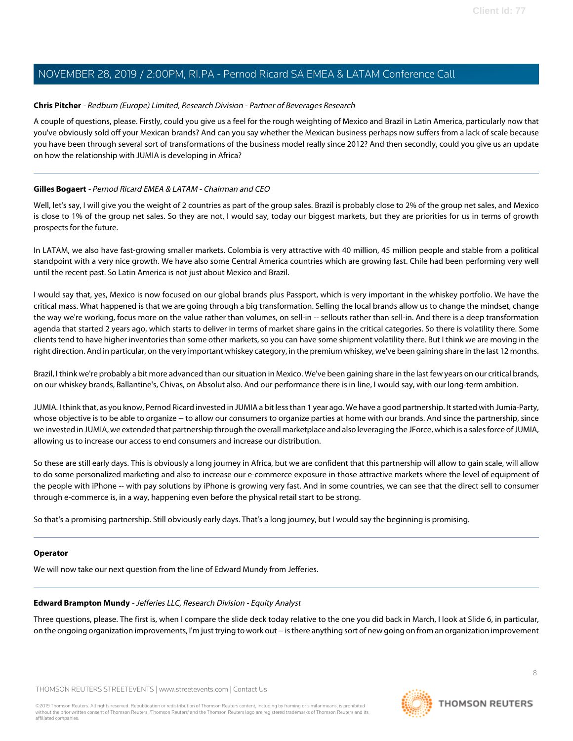**Chris Pitcher** - *Redburn (Europe) Limited, Research Division - Partner of Beverages Research*

A couple of questions, please. Firstly, could you give us a feel for the rough weighting of Mexico and Brazil in Latin America, particularly now that you've obviously sold off your Mexican brands? And can you say whether the Mexican business perhaps now suffers from a lack of scale because you have been through several sort of transformations of the business model really since 2012? And then secondly, could you give us an update on how the relationship with JUMIA is developing in Africa?

---

**Gilles Bogaert** - *Pernod Ricard EMEA & LATAM - Chairman and CEO*

Well, let's say, I will give you the weight of 2 countries as part of the group sales. Brazil is probably close to 2% of the group net sales, and Mexico is close to 1% of the group net sales. So they are not, I would say, today our biggest markets, but they are priorities for us in terms of growth prospects for the future.

In LATAM, we also have fast-growing smaller markets. Colombia is very attractive with 40 million, 45 million people and stable from a political standpoint with a very nice growth. We have also some Central America countries which are growing fast. Chile had been performing very well until the recent past. So Latin America is not just about Mexico and Brazil.

I would say that, yes, Mexico is now focused on our global brands plus Passport, which is very important in the whiskey portfolio. We have the critical mass. What happened is that we are going through a big transformation. Selling the local brands allow us to change the mindset, change the way we're working, focus more on the value rather than volumes, on sell-in -- sellouts rather than sell-in. And there is a deep transformation agenda that started 2 years ago, which starts to deliver in terms of market share gains in the critical categories. So there is volatility there. Some clients tend to have higher inventories than some other markets, so you can have some shipment volatility there. But I think we are moving in the right direction. And in particular, on the very important whiskey category, in the premium whiskey, we've been gaining share in the last 12 months.

Brazil, I think we're probably a bit more advanced than our situation in Mexico. We've been gaining share in the last few years on our critical brands, on our whiskey brands, Ballantine's, Chivas, on Absolut also. And our performance there is in line, I would say, with our long-term ambition.

JUMIA. I think that, as you know, Pernod Ricard invested in JUMIA a bit less than 1 year ago. We have a good partnership. It started with Jumia-Party, whose objective is to be able to organize -- to allow our consumers to organize parties at home with our brands. And since the partnership, since we invested in JUMIA, we extended that partnership through the overall marketplace and also leveraging the JForce, which is a sales force of JUMIA, allowing us to increase our access to end consumers and increase our distribution.

So these are still early days. This is obviously a long journey in Africa, but we are confident that this partnership will allow to gain scale, will allow to do some personalized marketing and also to increase our e-commerce exposure in those attractive markets where the level of equipment of the people with iPhone -- with pay solutions by iPhone is growing very fast. And in some countries, we can see that the direct sell to consumer through e-commerce is, in a way, happening even before the physical retail start to be strong.

So that's a promising partnership. Still obviously early days. That's a long journey, but I would say the beginning is promising.

---

**Operator**

We will now take our next question from the line of Edward Mundy from Jefferies.

---

**Edward Brampton Mundy** - *Jefferies LLC, Research Division - Equity Analyst*

Three questions, please. The first is, when I compare the slide deck today relative to the one you did back in March, I look at Slide 6, in particular, on the ongoing organization improvements, I'm just trying to work out -- is there anything sort of new going on from an organization improvement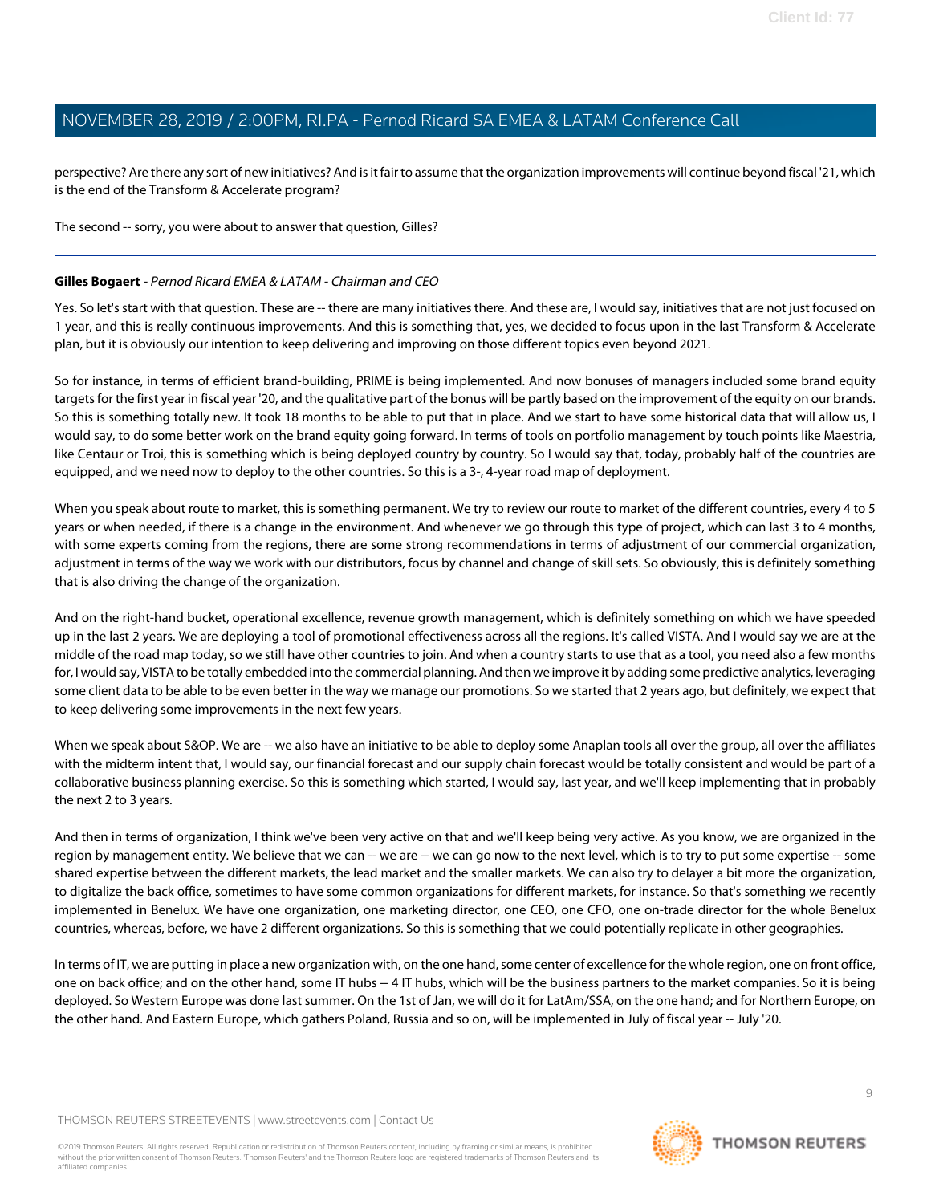perspective? Are there any sort of new initiatives? And is it fair to assume that the organization improvements will continue beyond fiscal '21, which is the end of the Transform & Accelerate program?

The second -- sorry, you were about to answer that question, Gilles?

---

**Gilles Bogaert** *- Pernod Ricard EMEA & LATAM - Chairman and CEO*

Yes. So let's start with that question. These are -- there are many initiatives there. And these are, I would say, initiatives that are not just focused on 1 year, and this is really continuous improvements. And this is something that, yes, we decided to focus upon in the last Transform & Accelerate plan, but it is obviously our intention to keep delivering and improving on those different topics even beyond 2021.

So for instance, in terms of efficient brand-building, PRIME is being implemented. And now bonuses of managers included some brand equity targets for the first year in fiscal year '20, and the qualitative part of the bonus will be partly based on the improvement of the equity on our brands. So this is something totally new. It took 18 months to be able to put that in place. And we start to have some historical data that will allow us, I would say, to do some better work on the brand equity going forward. In terms of tools on portfolio management by touch points like Maestria, like Centaur or Troi, this is something which is being deployed country by country. So I would say that, today, probably half of the countries are equipped, and we need now to deploy to the other countries. So this is a 3-, 4-year road map of deployment.

When you speak about route to market, this is something permanent. We try to review our route to market of the different countries, every 4 to 5 years or when needed, if there is a change in the environment. And whenever we go through this type of project, which can last 3 to 4 months, with some experts coming from the regions, there are some strong recommendations in terms of adjustment of our commercial organization, adjustment in terms of the way we work with our distributors, focus by channel and change of skill sets. So obviously, this is definitely something that is also driving the change of the organization.

And on the right-hand bucket, operational excellence, revenue growth management, which is definitely something on which we have speeded up in the last 2 years. We are deploying a tool of promotional effectiveness across all the regions. It's called VISTA. And I would say we are at the middle of the road map today, so we still have other countries to join. And when a country starts to use that as a tool, you need also a few months for, I would say, VISTA to be totally embedded into the commercial planning. And then we improve it by adding some predictive analytics, leveraging some client data to be able to be even better in the way we manage our promotions. So we started that 2 years ago, but definitely, we expect that to keep delivering some improvements in the next few years.

When we speak about S&OP. We are -- we also have an initiative to be able to deploy some Anaplan tools all over the group, all over the affiliates with the midterm intent that, I would say, our financial forecast and our supply chain forecast would be totally consistent and would be part of a collaborative business planning exercise. So this is something which started, I would say, last year, and we'll keep implementing that in probably the next 2 to 3 years.

And then in terms of organization, I think we've been very active on that and we'll keep being very active. As you know, we are organized in the region by management entity. We believe that we can -- we are -- we can go now to the next level, which is to try to put some expertise -- some shared expertise between the different markets, the lead market and the smaller markets. We can also try to delayer a bit more the organization, to digitalize the back office, sometimes to have some common organizations for different markets, for instance. So that's something we recently implemented in Benelux. We have one organization, one marketing director, one CEO, one CFO, one on-trade director for the whole Benelux countries, whereas, before, we have 2 different organizations. So this is something that we could potentially replicate in other geographies.

In terms of IT, we are putting in place a new organization with, on the one hand, some center of excellence for the whole region, one on front office, one on back office; and on the other hand, some IT hubs -- 4 IT hubs, which will be the business partners to the market companies. So it is being deployed. So Western Europe was done last summer. On the 1st of Jan, we will do it for LatAm/SSA, on the one hand; and for Northern Europe, on the other hand. And Eastern Europe, which gathers Poland, Russia and so on, will be implemented in July of fiscal year -- July '20.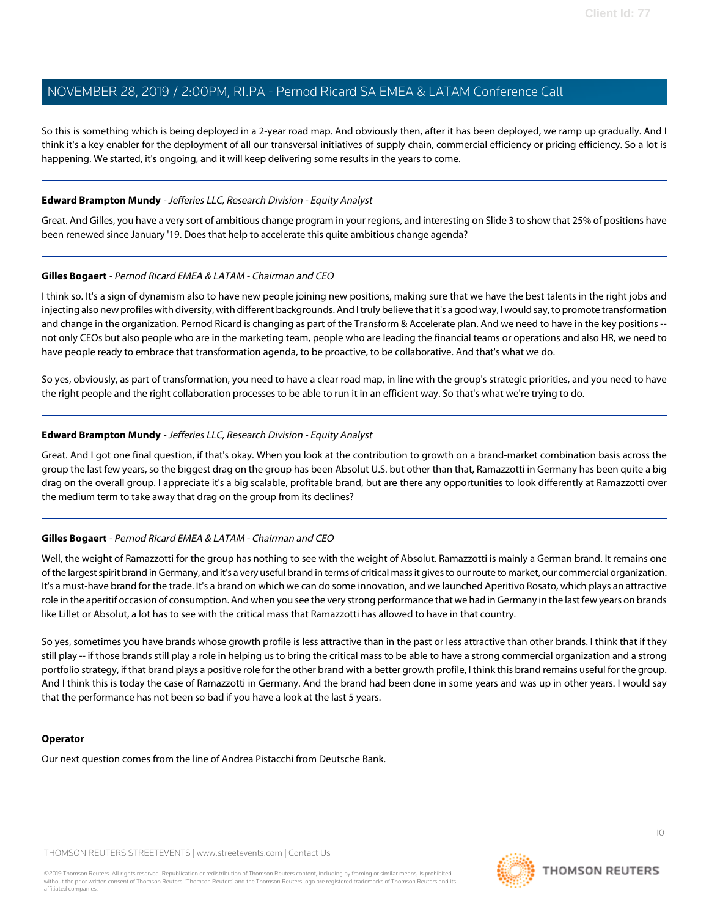So this is something which is being deployed in a 2-year road map. And obviously then, after it has been deployed, we ramp up gradually. And I think it's a key enabler for the deployment of all our transversal initiatives of supply chain, commercial efficiency or pricing efficiency. So a lot is happening. We started, it's ongoing, and it will keep delivering some results in the years to come.

---

**Edward Brampton Mundy** - *Jefferies LLC, Research Division - Equity Analyst*

Great. And Gilles, you have a very sort of ambitious change program in your regions, and interesting on Slide 3 to show that 25% of positions have been renewed since January '19. Does that help to accelerate this quite ambitious change agenda?

---

**Gilles Bogaert** - *Pernod Ricard EMEA & LATAM - Chairman and CEO*

I think so. It's a sign of dynamism also to have new people joining new positions, making sure that we have the best talents in the right jobs and injecting also new profiles with diversity, with different backgrounds. And I truly believe that it's a good way, I would say, to promote transformation and change in the organization. Pernod Ricard is changing as part of the Transform & Accelerate plan. And we need to have in the key positions -- not only CEOs but also people who are in the marketing team, people who are leading the financial teams or operations and also HR, we need to have people ready to embrace that transformation agenda, to be proactive, to be collaborative. And that's what we do.

So yes, obviously, as part of transformation, you need to have a clear road map, in line with the group's strategic priorities, and you need to have the right people and the right collaboration processes to be able to run it in an efficient way. So that's what we're trying to do.

---

**Edward Brampton Mundy** - *Jefferies LLC, Research Division - Equity Analyst*

Great. And I got one final question, if that's okay. When you look at the contribution to growth on a brand-market combination basis across the group the last few years, so the biggest drag on the group has been Absolut U.S. but other than that, Ramazzotti in Germany has been quite a big drag on the overall group. I appreciate it's a big scalable, profitable brand, but are there any opportunities to look differently at Ramazzotti over the medium term to take away that drag on the group from its declines?

---

**Gilles Bogaert** - *Pernod Ricard EMEA & LATAM - Chairman and CEO*

Well, the weight of Ramazzotti for the group has nothing to see with the weight of Absolut. Ramazzotti is mainly a German brand. It remains one of the largest spirit brand in Germany, and it's a very useful brand in terms of critical mass it gives to our route to market, our commercial organization. It's a must-have brand for the trade. It's a brand on which we can do some innovation, and we launched Aperitivo Rosato, which plays an attractive role in the aperitif occasion of consumption. And when you see the very strong performance that we had in Germany in the last few years on brands like Lillet or Absolut, a lot has to see with the critical mass that Ramazzotti has allowed to have in that country.

So yes, sometimes you have brands whose growth profile is less attractive than in the past or less attractive than other brands. I think that if they still play -- if those brands still play a role in helping us to bring the critical mass to be able to have a strong commercial organization and a strong portfolio strategy, if that brand plays a positive role for the other brand with a better growth profile, I think this brand remains useful for the group. And I think this is today the case of Ramazzotti in Germany. And the brand had been done in some years and was up in other years. I would say that the performance has not been so bad if you have a look at the last 5 years.

---

**Operator**

Our next question comes from the line of Andrea Pistacchi from Deutsche Bank.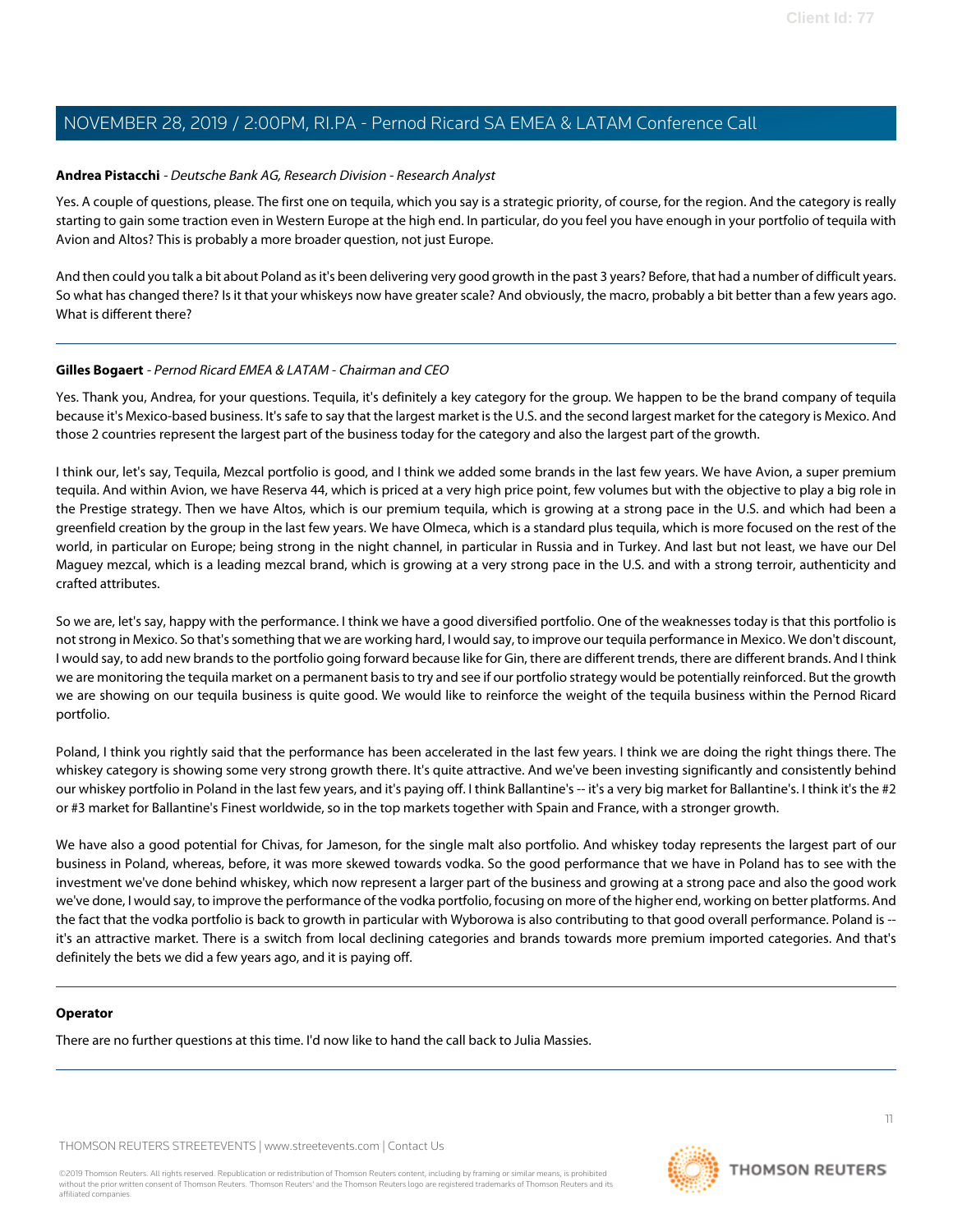**Andrea Pistacchi** - *Deutsche Bank AG, Research Division - Research Analyst*

Yes. A couple of questions, please. The first one on tequila, which you say is a strategic priority, of course, for the region. And the category is really starting to gain some traction even in Western Europe at the high end. In particular, do you feel you have enough in your portfolio of tequila with Avion and Altos? This is probably a more broader question, not just Europe.

And then could you talk a bit about Poland as it's been delivering very good growth in the past 3 years? Before, that had a number of difficult years. So what has changed there? Is it that your whiskeys now have greater scale? And obviously, the macro, probably a bit better than a few years ago. What is different there?

---

**Gilles Bogaert** - *Pernod Ricard EMEA & LATAM - Chairman and CEO*

Yes. Thank you, Andrea, for your questions. Tequila, it's definitely a key category for the group. We happen to be the brand company of tequila because it's Mexico-based business. It's safe to say that the largest market is the U.S. and the second largest market for the category is Mexico. And those 2 countries represent the largest part of the business today for the category and also the largest part of the growth.

I think our, let's say, Tequila, Mezcal portfolio is good, and I think we added some brands in the last few years. We have Avion, a super premium tequila. And within Avion, we have Reserva 44, which is priced at a very high price point, few volumes but with the objective to play a big role in the Prestige strategy. Then we have Altos, which is our premium tequila, which is growing at a strong pace in the U.S. and which had been a greenfield creation by the group in the last few years. We have Olmeca, which is a standard plus tequila, which is more focused on the rest of the world, in particular on Europe; being strong in the night channel, in particular in Russia and in Turkey. And last but not least, we have our Del Maguey mezcal, which is a leading mezcal brand, which is growing at a very strong pace in the U.S. and with a strong terroir, authenticity and crafted attributes.

So we are, let's say, happy with the performance. I think we have a good diversified portfolio. One of the weaknesses today is that this portfolio is not strong in Mexico. So that's something that we are working hard, I would say, to improve our tequila performance in Mexico. We don't discount, I would say, to add new brands to the portfolio going forward because like for Gin, there are different trends, there are different brands. And I think we are monitoring the tequila market on a permanent basis to try and see if our portfolio strategy would be potentially reinforced. But the growth we are showing on our tequila business is quite good. We would like to reinforce the weight of the tequila business within the Pernod Ricard portfolio.

Poland, I think you rightly said that the performance has been accelerated in the last few years. I think we are doing the right things there. The whiskey category is showing some very strong growth there. It's quite attractive. And we've been investing significantly and consistently behind our whiskey portfolio in Poland in the last few years, and it's paying off. I think Ballantine's -- it's a very big market for Ballantine's. I think it's the #2 or #3 market for Ballantine's Finest worldwide, so in the top markets together with Spain and France, with a stronger growth.

We have also a good potential for Chivas, for Jameson, for the single malt also portfolio. And whiskey today represents the largest part of our business in Poland, whereas, before, it was more skewed towards vodka. So the good performance that we have in Poland has to see with the investment we've done behind whiskey, which now represent a larger part of the business and growing at a strong pace and also the good work we've done, I would say, to improve the performance of the vodka portfolio, focusing on more of the higher end, working on better platforms. And the fact that the vodka portfolio is back to growth in particular with Wyborowa is also contributing to that good overall performance. Poland is -- it's an attractive market. There is a switch from local declining categories and brands towards more premium imported categories. And that's definitely the bets we did a few years ago, and it is paying off.

---

**Operator**

There are no further questions at this time. I'd now like to hand the call back to Julia Massies.

---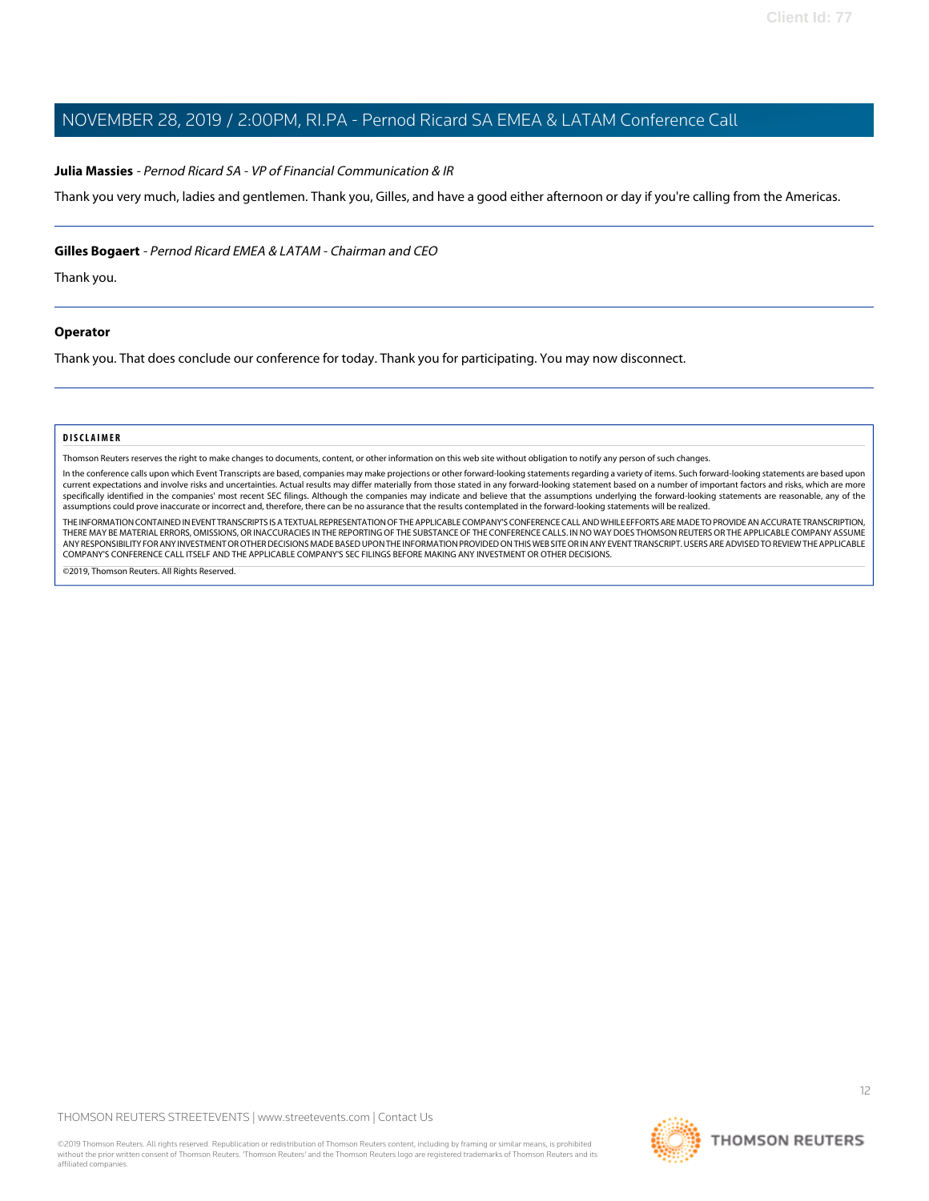**Julia Massies** - *Pernod Ricard SA - VP of Financial Communication & IR*

Thank you very much, ladies and gentlemen. Thank you, Gilles, and have a good either afternoon or day if you're calling from the Americas.

---

**Gilles Bogaert** - *Pernod Ricard EMEA & LATAM - Chairman and CEO*

Thank you.

---

**Operator**

Thank you. That does conclude our conference for today. Thank you for participating. You may now disconnect.

---

**DISCLAIMER**

Thomson Reuters reserves the right to make changes to documents, content, or other information on this web site without obligation to notify any person of such changes.

In the conference calls upon which Event Transcripts are based, companies may make projections or other forward-looking statements regarding a variety of items. Such forward-looking statements are based upon current expectations and involve risks and uncertainties. Actual results may differ materially from those stated in any forward-looking statement based on a number of important factors and risks, which are more specifically identified in the companies' most recent SEC filings. Although the companies may indicate and believe that the assumptions underlying the forward-looking statements are reasonable, any of the assumptions could prove inaccurate or incorrect and, therefore, there can be no assurance that the results contemplated in the forward-looking statements will be realized.

THE INFORMATION CONTAINED IN EVENT TRANSCRIPTS IS A TEXTUAL REPRESENTATION OF THE APPLICABLE COMPANY'S CONFERENCE CALL AND WHILE EFFORTS ARE MADE TO PROVIDE AN ACCURATE TRANSCRIPTION, THERE MAY BE MATERIAL ERRORS, OMISSIONS, OR INACCURACIES IN THE REPORTING OF THE SUBSTANCE OF THE CONFERENCE CALLS. IN NO WAY DOES THOMSON REUTERS OR THE APPLICABLE COMPANY ASSUME ANY RESPONSIBILITY FOR ANY INVESTMENT OR OTHER DECISIONS MADE BASED UPON THE INFORMATION PROVIDED ON THIS WEB SITE OR IN ANY EVENT TRANSCRIPT. USERS ARE ADVISED TO REVIEW THE APPLICABLE COMPANY'S CONFERENCE CALL ITSELF AND THE APPLICABLE COMPANY'S SEC FILINGS BEFORE MAKING ANY INVESTMENT OR OTHER DECISIONS.

©2019, Thomson Reuters. All Rights Reserved.